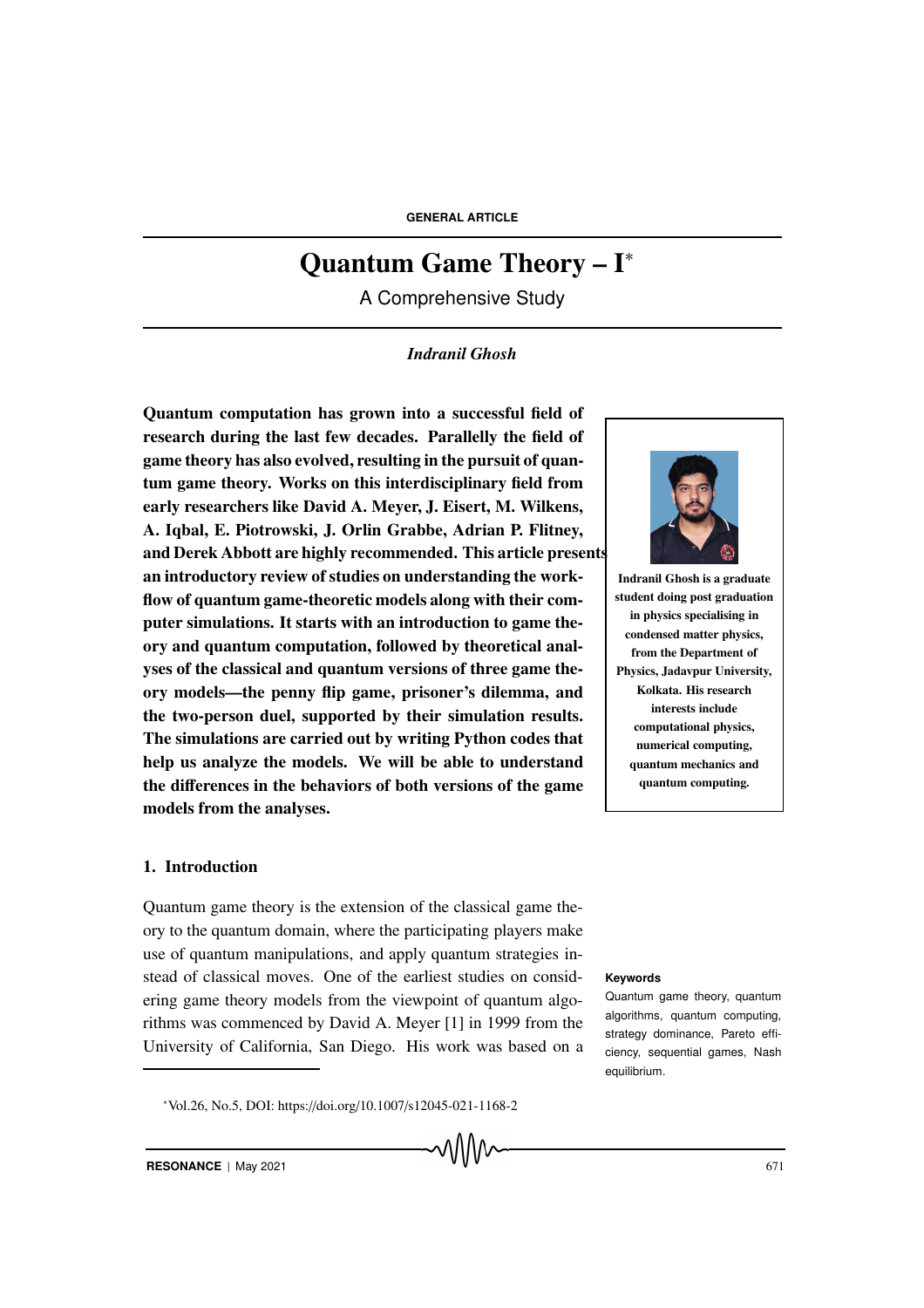GENERAL ARTICLE

# Quantum Game Theory – I*

A Comprehensive Study

*Indranil Ghosh*

**Quantum computation has grown into a successful field of research during the last few decades. Parallelly the field of game theory has also evolved, resulting in the pursuit of quantum game theory. Works on this interdisciplinary field from early researchers like David A. Meyer, J. Eisert, M. Wilkens, A. Iqbal, E. Piotrowski, J. Orlin Grabbe, Adrian P. Flitney, and Derek Abbott are highly recommended. This article presents an introductory review of studies on understanding the workflow of quantum game-theoretic models along with their computer simulations. It starts with an introduction to game theory and quantum computation, followed by theoretical analyses of the classical and quantum versions of three game theory models—the penny flip game, prisoner's dilemma, and the two-person duel, supported by their simulation results. The simulations are carried out by writing Python codes that help us analyze the models. We will be able to understand the differences in the behaviors of both versions of the game models from the analyses.**

**Indranil Ghosh is a graduate student doing post graduation in physics specialising in condensed matter physics, from the Department of Physics, Jadavpur University, Kolkata. His research interests include computational physics, numerical computing, quantum mechanics and quantum computing.**

## 1. Introduction

Quantum game theory is the extension of the classical game theory to the quantum domain, where the participating players make use of quantum manipulations, and apply quantum strategies instead of classical moves. One of the earliest studies on considering game theory models from the viewpoint of quantum algorithms was commenced by David A. Meyer [1] in 1999 from the University of California, San Diego. His work was based on a

**Keywords**

Quantum game theory, quantum algorithms, quantum computing, strategy dominance, Pareto efficiency, sequential games, Nash equilibrium.

*Vol.26, No.5, DOI: https://doi.org/10.1007/s12045-021-1168-2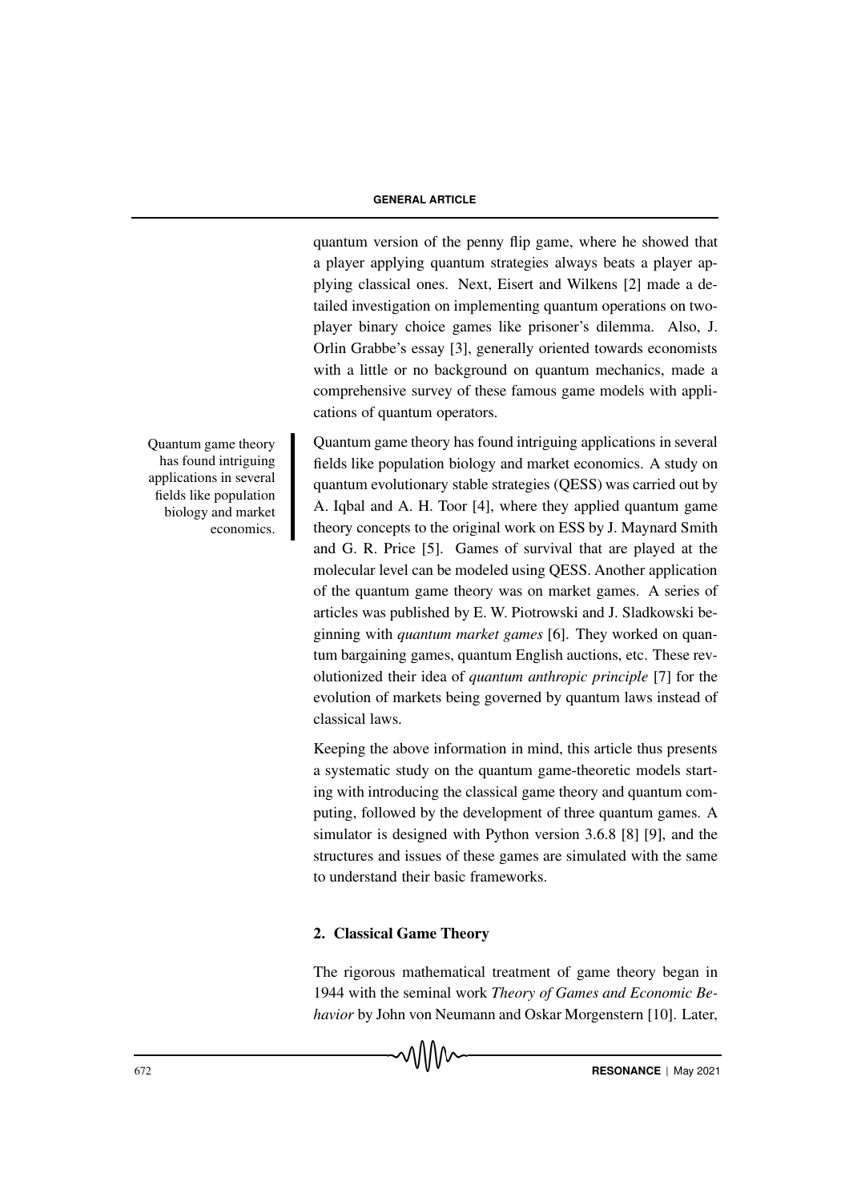quantum version of the penny flip game, where he showed that a player applying quantum strategies always beats a player applying classical ones. Next, Eisert and Wilkens [2] made a detailed investigation on implementing quantum operations on two-player binary choice games like prisoner's dilemma. Also, J. Orlin Grabbe's essay [3], generally oriented towards economists with a little or no background on quantum mechanics, made a comprehensive survey of these famous game models with applications of quantum operators.

> Quantum game theory has found intriguing applications in several fields like population biology and market economics.

Quantum game theory has found intriguing applications in several fields like population biology and market economics. A study on quantum evolutionary stable strategies (QESS) was carried out by A. Iqbal and A. H. Toor [4], where they applied quantum game theory concepts to the original work on ESS by J. Maynard Smith and G. R. Price [5]. Games of survival that are played at the molecular level can be modeled using QESS. Another application of the quantum game theory was on market games. A series of articles was published by E. W. Piotrowski and J. Sladkowski beginning with *quantum market games* [6]. They worked on quantum bargaining games, quantum English auctions, etc. These revolutionized their idea of *quantum anthropic principle* [7] for the evolution of markets being governed by quantum laws instead of classical laws.

Keeping the above information in mind, this article thus presents a systematic study on the quantum game-theoretic models starting with introducing the classical game theory and quantum computing, followed by the development of three quantum games. A simulator is designed with Python version 3.6.8 [8] [9], and the structures and issues of these games are simulated with the same to understand their basic frameworks.

## 2. Classical Game Theory

The rigorous mathematical treatment of game theory began in 1944 with the seminal work *Theory of Games and Economic Behavior* by John von Neumann and Oskar Morgenstern [10]. Later,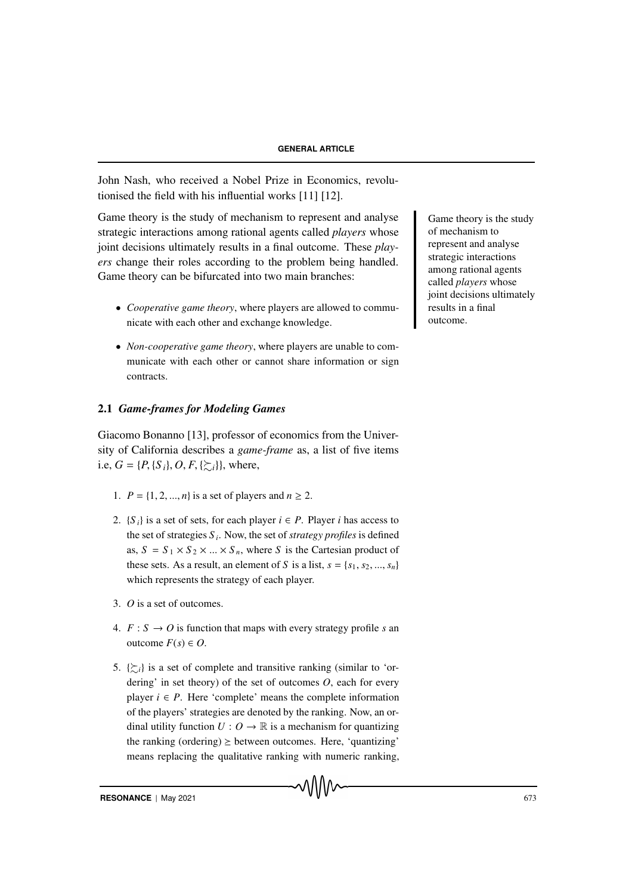John Nash, who received a Nobel Prize in Economics, revolutionised the field with his influential works [11] [12].

Game theory is the study of mechanism to represent and analyse strategic interactions among rational agents called *players* whose joint decisions ultimately results in a final outcome. These *players* change their roles according to the problem being handled. Game theory can be bifurcated into two main branches:

- *Cooperative game theory*, where players are allowed to communicate with each other and exchange knowledge.
- *Non-cooperative game theory*, where players are unable to communicate with each other or cannot share information or sign contracts.

Game theory is the study of mechanism to represent and analyse strategic interactions among rational agents called *players* whose joint decisions ultimately results in a final outcome.

### 2.1 *Game-frames for Modeling Games*

Giacomo Bonanno [13], professor of economics from the University of California describes a *game-frame* as, a list of five items i.e, $G = \{P, \{S_i\}, O, F, \{\succsim_i\}\}$, where,

1. $P = \{1, 2, ..., n\}$ is a set of players and $n \geq 2$.
2. $\{S_i\}$ is a set of sets, for each player $i \in P$. Player $i$ has access to the set of strategies $S_i$. Now, the set of *strategy profiles* is defined as, $S = S_1 \times S_2 \times ... \times S_n$, where $S$ is the Cartesian product of these sets. As a result, an element of $S$ is a list, $s = \{s_1, s_2, ..., s_n\}$ which represents the strategy of each player.
3. $O$ is a set of outcomes.
4. $F : S \rightarrow O$ is function that maps with every strategy profile $s$ an outcome $F(s) \in O$.
5. $\{\succsim_i\}$ is a set of complete and transitive ranking (similar to 'ordering' in set theory) of the set of outcomes $O$, each for every player $i \in P$. Here 'complete' means the complete information of the players' strategies are denoted by the ranking. Now, an ordinal utility function $U : O \rightarrow \mathbb{R}$ is a mechanism for quantizing the ranking (ordering) $\geq$ between outcomes. Here, 'quantizing' means replacing the qualitative ranking with numeric ranking,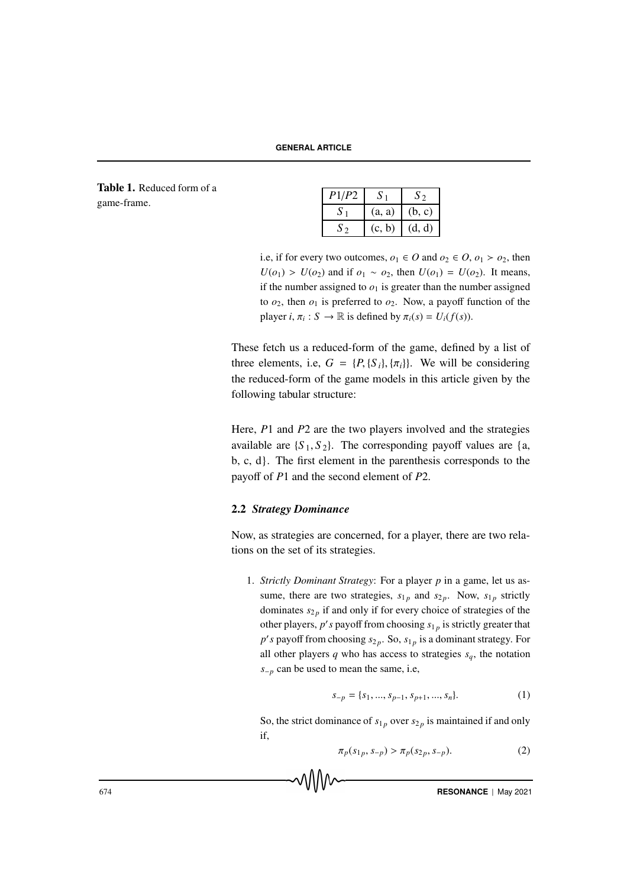**Table 1.** Reduced form of a game-frame.

| $P1/P2$ | $S_1$ | $S_2$ |
|---|---|---|
| $S_1$ | (a, a) | (b, c) |
| $S_2$ | (c, b) | (d, d) |

i.e, if for every two outcomes, $o_1 \in O$ and $o_2 \in O$, $o_1 \succ o_2$, then $U(o_1) > U(o_2)$ and if $o_1 \sim o_2$, then $U(o_1) = U(o_2)$. It means, if the number assigned to $o_1$ is greater than the number assigned to $o_2$, then $o_1$ is preferred to $o_2$. Now, a payoff function of the player $i$, $\pi_i : S \to \mathbb{R}$ is defined by $\pi_i(s) = U_i(f(s))$.

These fetch us a reduced-form of the game, defined by a list of three elements, i.e, $G = \{P, \{S_i\}, \{\pi_i\}\}$. We will be considering the reduced-form of the game models in this article given by the following tabular structure:

Here, $P1$ and $P2$ are the two players involved and the strategies available are $\{S_1, S_2\}$. The corresponding payoff values are {a, b, c, d}. The first element in the parenthesis corresponds to the payoff of $P1$ and the second element of $P2$.

### 2.2 *Strategy Dominance*

Now, as strategies are concerned, for a player, there are two relations on the set of its strategies.

1. *Strictly Dominant Strategy*: For a player $p$ in a game, let us assume, there are two strategies, $s_{1p}$ and $s_{2p}$. Now, $s_{1p}$ strictly dominates $s_{2p}$ if and only if for every choice of strategies of the other players, $p's$ payoff from choosing $s_{1p}$ is strictly greater that $p's$ payoff from choosing $s_{2p}$. So, $s_{1p}$ is a dominant strategy. For all other players $q$ who has access to strategies $s_q$, the notation $s_{-p}$ can be used to mean the same, i.e,

$$s_{-p} = \{s_1, ..., s_{p-1}, s_{p+1}, ..., s_n\}. \tag{1}$$

So, the strict dominance of $s_{1p}$ over $s_{2p}$ is maintained if and only if,

$$\pi_p(s_{1p}, s_{-p}) > \pi_p(s_{2p}, s_{-p}). \tag{2}$$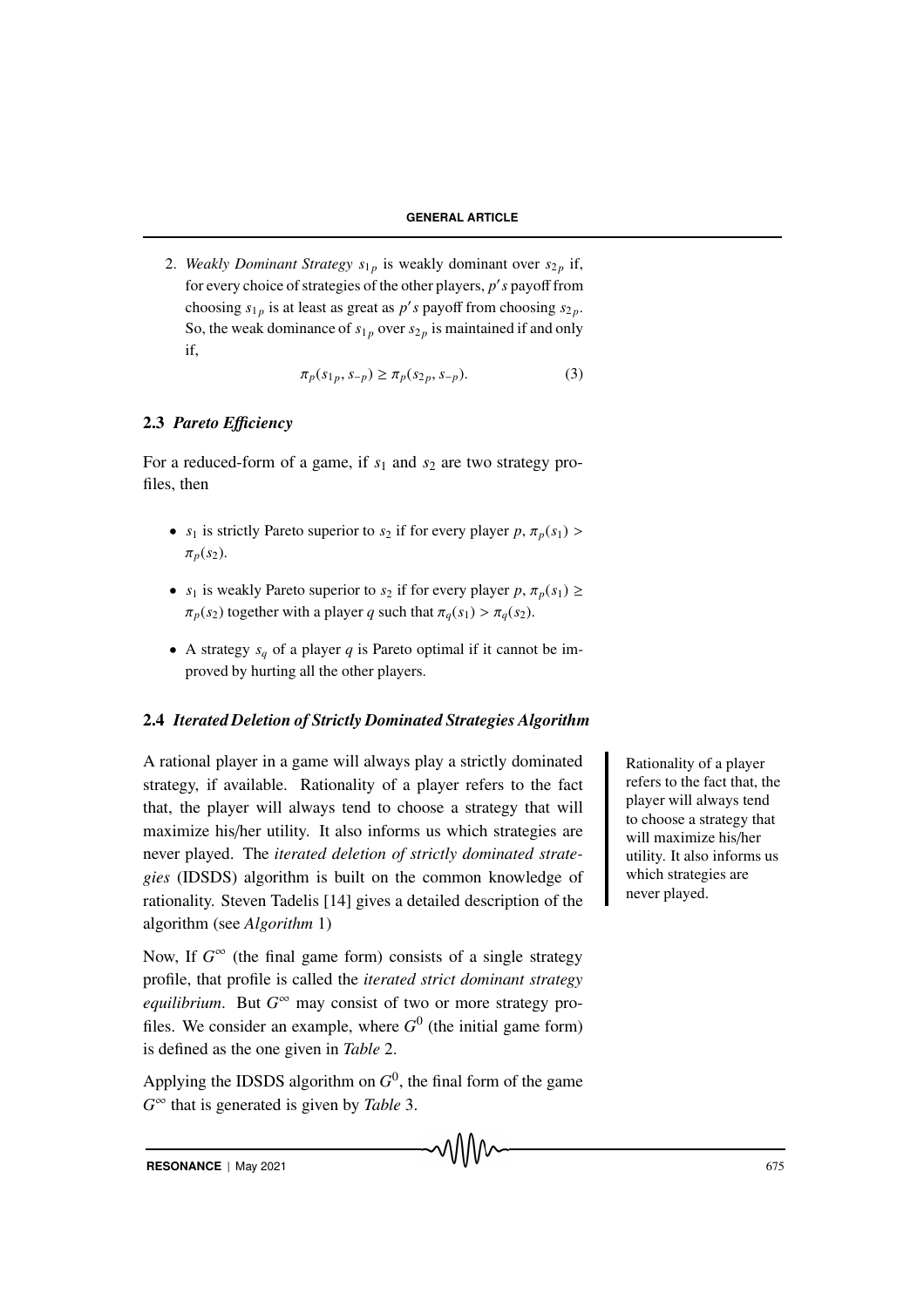2. *Weakly Dominant Strategy* $s_{1p}$ is weakly dominant over $s_{2p}$ if, for every choice of strategies of the other players, $p's$ payoff from choosing $s_{1p}$ is at least as great as $p's$ payoff from choosing $s_{2p}$. So, the weak dominance of $s_{1p}$ over $s_{2p}$ is maintained if and only if,

$$\pi_p(s_{1p}, s_{-p}) \geq \pi_p(s_{2p}, s_{-p}). \tag{3}$$

### 2.3 *Pareto Efficiency*

For a reduced-form of a game, if $s_1$ and $s_2$ are two strategy profiles, then

- $s_1$ is strictly Pareto superior to $s_2$ if for every player $p$, $\pi_p(s_1) > \pi_p(s_2)$.
- $s_1$ is weakly Pareto superior to $s_2$ if for every player $p$, $\pi_p(s_1) \geq \pi_p(s_2)$ together with a player $q$ such that $\pi_q(s_1) > \pi_q(s_2)$.
- A strategy $s_q$ of a player $q$ is Pareto optimal if it cannot be improved by hurting all the other players.

### 2.4 *Iterated Deletion of Strictly Dominated Strategies Algorithm*

A rational player in a game will always play a strictly dominated strategy, if available. Rationality of a player refers to the fact that, the player will always tend to choose a strategy that will maximize his/her utility. It also informs us which strategies are never played. The *iterated deletion of strictly dominated strategies* (IDSDS) algorithm is built on the common knowledge of rationality. Steven Tadelis [14] gives a detailed description of the algorithm (see *Algorithm* 1)

Rationality of a player refers to the fact that, the player will always tend to choose a strategy that will maximize his/her utility. It also informs us which strategies are never played.

Now, If $G^\infty$ (the final game form) consists of a single strategy profile, that profile is called the *iterated strict dominant strategy equilibrium*. But $G^\infty$ may consist of two or more strategy profiles. We consider an example, where $G^0$ (the initial game form) is defined as the one given in *Table* 2.

Applying the IDSDS algorithm on $G^0$, the final form of the game $G^\infty$ that is generated is given by *Table* 3.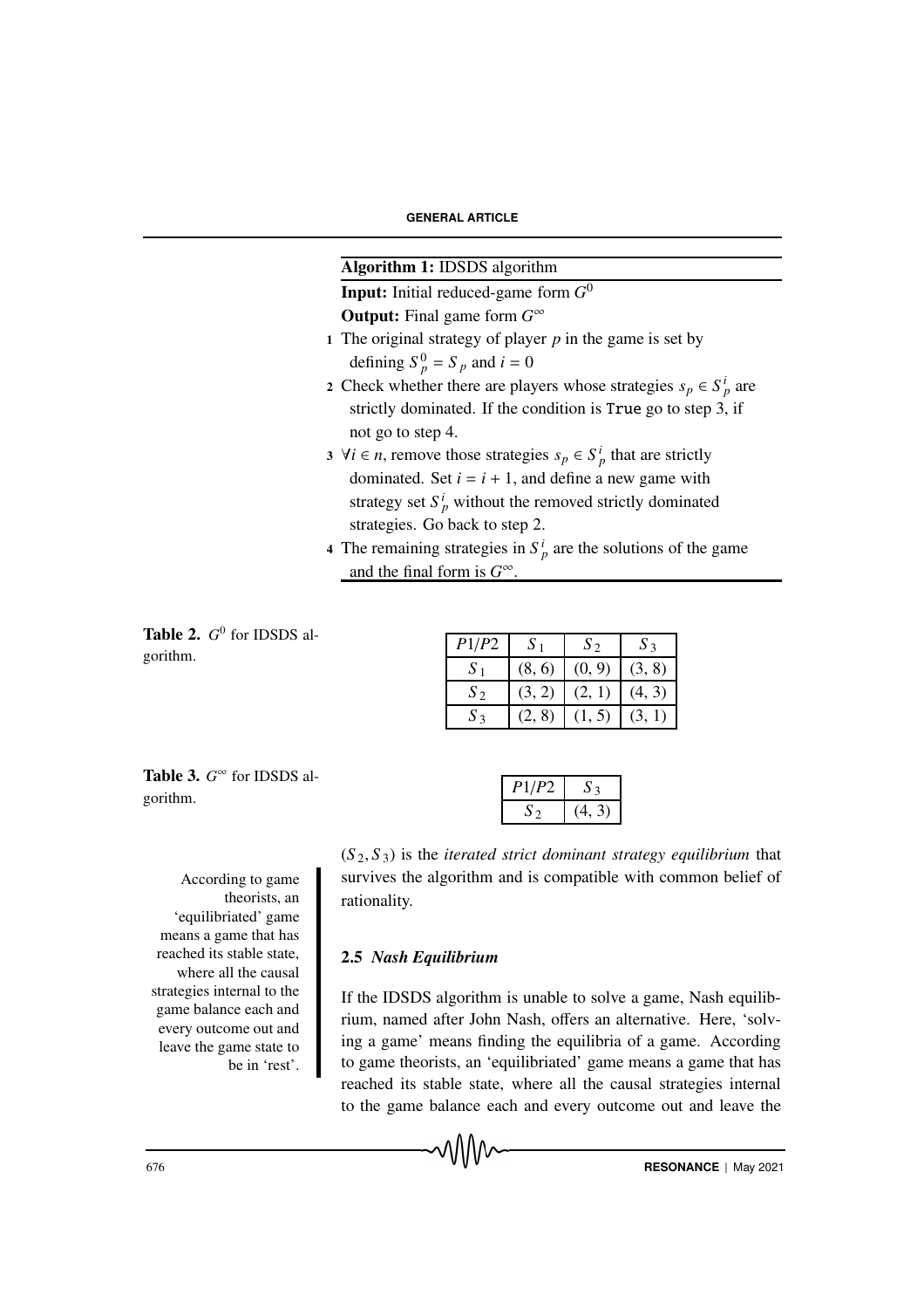**Algorithm 1:** IDSDS algorithm

**Input:** Initial reduced-game form $G^0$

**Output:** Final game form $G^\infty$

1. The original strategy of player $p$ in the game is set by defining $S_p^0 = S_p$ and $i = 0$
2. Check whether there are players whose strategies $s_p \in S_p^i$ are strictly dominated. If the condition is `True` go to step 3, if not go to step 4.
3. $\forall i \in n$, remove those strategies $s_p \in S_p^i$ that are strictly dominated. Set $i = i + 1$, and define a new game with strategy set $S_p^i$ without the removed strictly dominated strategies. Go back to step 2.
4. The remaining strategies in $S_p^i$ are the solutions of the game and the final form is $G^\infty$.

**Table 2.** $G^0$ for IDSDS algorithm.

| $P1/P2$ | $S_1$ | $S_2$ | $S_3$ |
|---|---|---|---|
| $S_1$ | (8, 6) | (0, 9) | (3, 8) |
| $S_2$ | (3, 2) | (2, 1) | (4, 3) |
| $S_3$ | (2, 8) | (1, 5) | (3, 1) |

**Table 3.** $G^\infty$ for IDSDS algorithm.

| $P1/P2$ | $S_3$ |
|---|---|
| $S_2$ | (4, 3) |

$(S_2, S_3)$ is the *iterated strict dominant strategy equilibrium* that survives the algorithm and is compatible with common belief of rationality.

> According to game theorists, an 'equilibriated' game means a game that has reached its stable state, where all the causal strategies internal to the game balance each and every outcome out and leave the game state to be in 'rest'.

### 2.5 *Nash Equilibrium*

If the IDSDS algorithm is unable to solve a game, Nash equilibrium, named after John Nash, offers an alternative. Here, 'solving a game' means finding the equilibria of a game. According to game theorists, an 'equilibriated' game means a game that has reached its stable state, where all the causal strategies internal to the game balance each and every outcome out and leave the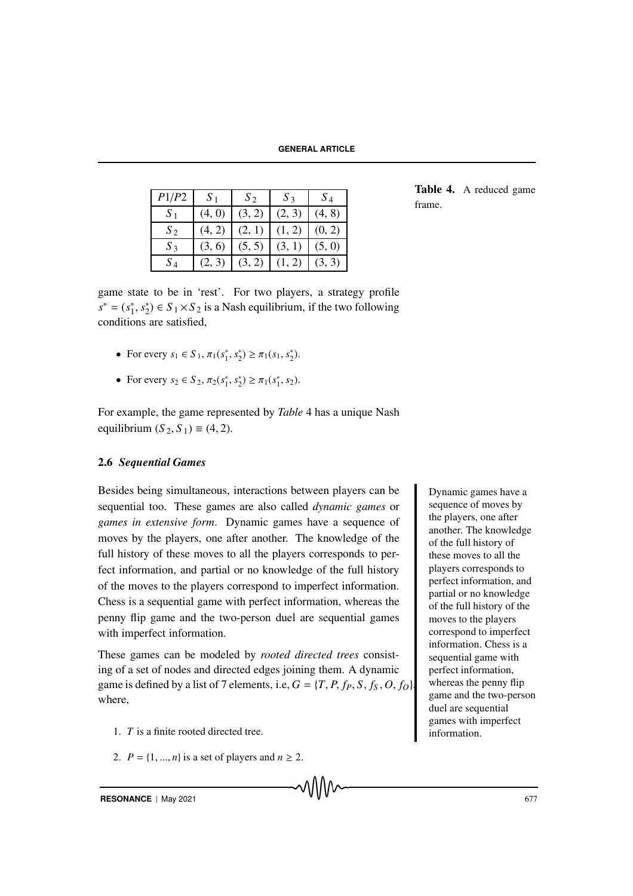| $P1/P2$ | $S_1$ | $S_2$ | $S_3$ | $S_4$ |
|---|---|---|---|---|
| $S_1$ | (4, 0) | (3, 2) | (2, 3) | (4, 8) |
| $S_2$ | (4, 2) | (2, 1) | (1, 2) | (0, 2) |
| $S_3$ | (3, 6) | (5, 5) | (3, 1) | (5, 0) |
| $S_4$ | (2, 3) | (3, 2) | (1, 2) | (3, 3) |

**Table 4.** A reduced game frame.

game state to be in 'rest'. For two players, a strategy profile $s^* = (s_1^*, s_2^*) \in S_1 \times S_2$ is a Nash equilibrium, if the two following conditions are satisfied,

- For every $s_1 \in S_1$, $\pi_1(s_1^*, s_2^*) \geq \pi_1(s_1, s_2^*)$.
- For every $s_2 \in S_2$, $\pi_2(s_1^*, s_2^*) \geq \pi_1(s_1^*, s_2)$.

For example, the game represented by *Table* 4 has a unique Nash equilibrium $(S_2, S_1) \equiv (4, 2)$.

### 2.6 *Sequential Games*

Besides being simultaneous, interactions between players can be sequential too. These games are also called *dynamic games* or *games in extensive form*. Dynamic games have a sequence of moves by the players, one after another. The knowledge of the full history of these moves to all the players corresponds to perfect information, and partial or no knowledge of the full history of the moves to the players correspond to imperfect information. Chess is a sequential game with perfect information, whereas the penny flip game and the two-person duel are sequential games with imperfect information.

Dynamic games have a sequence of moves by the players, one after another. The knowledge of the full history of these moves to all the players corresponds to perfect information, and partial or no knowledge of the full history of the moves to the players correspond to imperfect information. Chess is a sequential game with perfect information, whereas the penny flip game and the two-person duel are sequential games with imperfect information.

These games can be modeled by *rooted directed trees* consisting of a set of nodes and directed edges joining them. A dynamic game is defined by a list of 7 elements, i.e, $G = \{T, P, f_P, S, f_S, O, f_O\}$, where,

1. $T$ is a finite rooted directed tree.
2. $P = \{1, ..., n\}$ is a set of players and $n \geq 2$.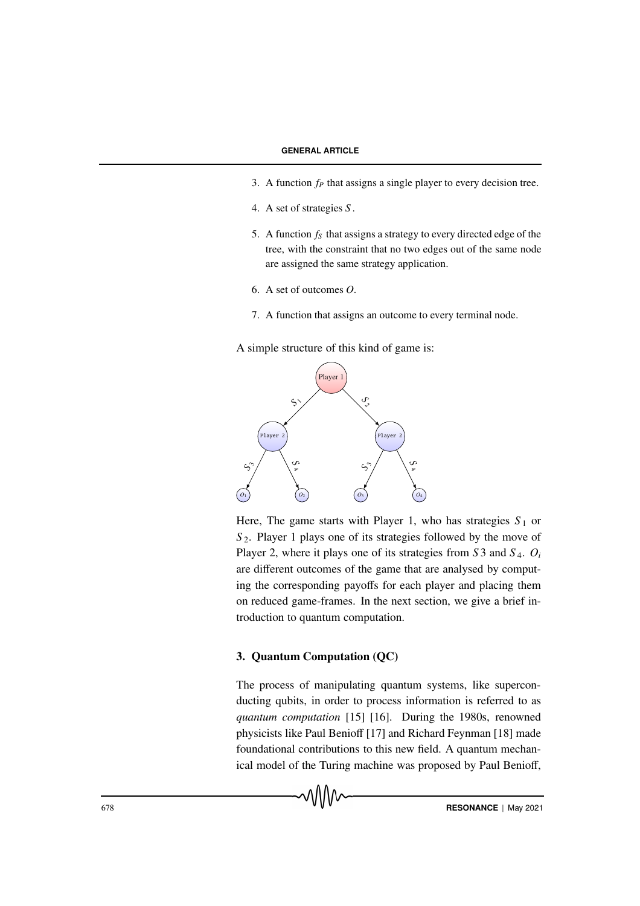3. A function $f_P$ that assigns a single player to every decision tree.
4. A set of strategies $S$.
5. A function $f_S$ that assigns a strategy to every directed edge of the tree, with the constraint that no two edges out of the same node are assigned the same strategy application.
6. A set of outcomes $O$.
7. A function that assigns an outcome to every terminal node.

A simple structure of this kind of game is:

Here, The game starts with Player 1, who has strategies $S_1$ or $S_2$. Player 1 plays one of its strategies followed by the move of Player 2, where it plays one of its strategies from $S3$ and $S_4$. $O_i$ are different outcomes of the game that are analysed by computing the corresponding payoffs for each player and placing them on reduced game-frames. In the next section, we give a brief introduction to quantum computation.

## 3. Quantum Computation (QC)

The process of manipulating quantum systems, like superconducting qubits, in order to process information is referred to as *quantum computation* [15] [16]. During the 1980s, renowned physicists like Paul Benioff [17] and Richard Feynman [18] made foundational contributions to this new field. A quantum mechanical model of the Turing machine was proposed by Paul Benioff,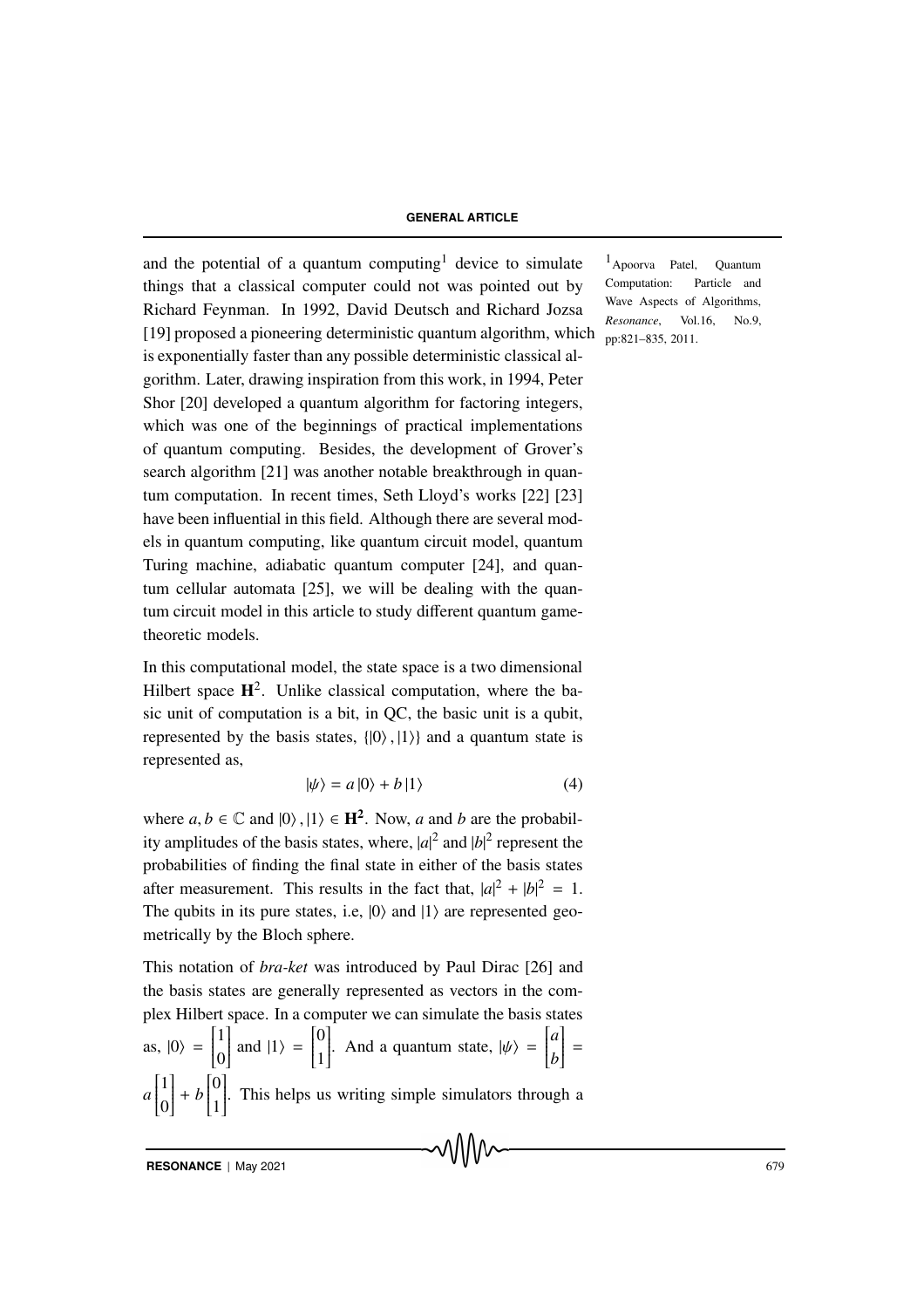and the potential of a quantum computing[1] device to simulate things that a classical computer could not was pointed out by Richard Feynman. In 1992, David Deutsch and Richard Jozsa [19] proposed a pioneering deterministic quantum algorithm, which is exponentially faster than any possible deterministic classical algorithm. Later, drawing inspiration from this work, in 1994, Peter Shor [20] developed a quantum algorithm for factoring integers, which was one of the beginnings of practical implementations of quantum computing. Besides, the development of Grover's search algorithm [21] was another notable breakthrough in quantum computation. In recent times, Seth Lloyd's works [22] [23] have been influential in this field. Although there are several models in quantum computing, like quantum circuit model, quantum Turing machine, adiabatic quantum computer [24], and quantum cellular automata [25], we will be dealing with the quantum circuit model in this article to study different quantum game-theoretic models.

[1] Apoorva Patel, Quantum Computation: Particle and Wave Aspects of Algorithms, *Resonance*, Vol.16, No.9, pp:821–835, 2011.

In this computational model, the state space is a two dimensional Hilbert space $\mathbf{H}^2$. Unlike classical computation, where the basic unit of computation is a bit, in QC, the basic unit is a qubit, represented by the basis states, $\{|0\rangle, |1\rangle\}$ and a quantum state is represented as,

$$|\psi\rangle = a\,|0\rangle + b\,|1\rangle \tag{4}$$

where $a, b \in \mathbb{C}$ and $|0\rangle, |1\rangle \in \mathbf{H^2}$. Now, $a$ and $b$ are the probability amplitudes of the basis states, where, $|a|^2$ and $|b|^2$ represent the probabilities of finding the final state in either of the basis states after measurement. This results in the fact that, $|a|^2 + |b|^2 = 1$. The qubits in its pure states, i.e, $|0\rangle$ and $|1\rangle$ are represented geometrically by the Bloch sphere.

This notation of *bra-ket* was introduced by Paul Dirac [26] and the basis states are generally represented as vectors in the complex Hilbert space. In a computer we can simulate the basis states as, $|0\rangle = \begin{bmatrix} 1 \\ 0 \end{bmatrix}$ and $|1\rangle = \begin{bmatrix} 0 \\ 1 \end{bmatrix}$. And a quantum state, $|\psi\rangle = \begin{bmatrix} a \\ b \end{bmatrix} = a\begin{bmatrix} 1 \\ 0 \end{bmatrix} + b\begin{bmatrix} 0 \\ 1 \end{bmatrix}$. This helps us writing simple simulators through a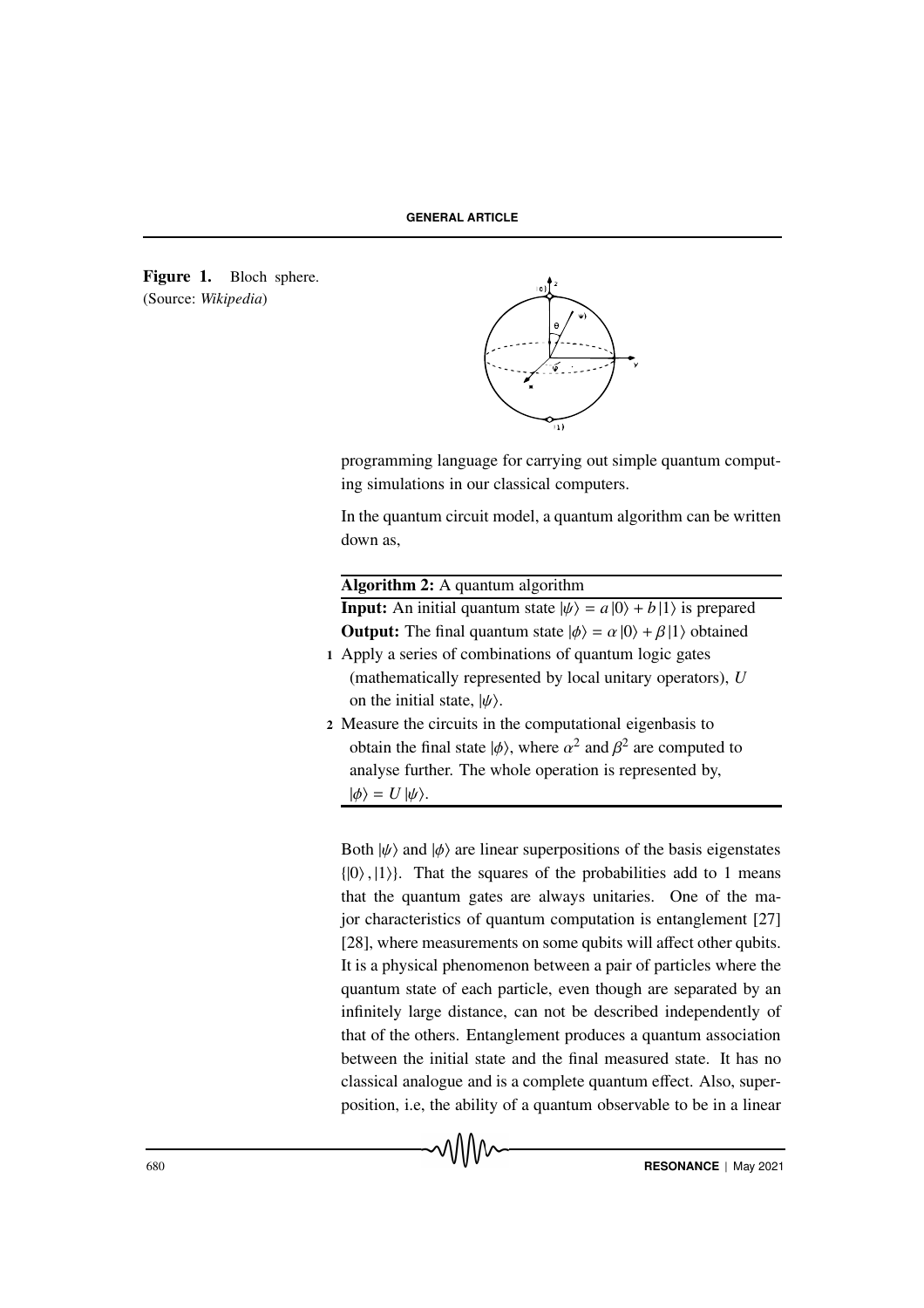**Figure 1.** Bloch sphere. (Source: *Wikipedia*)

programming language for carrying out simple quantum computing simulations in our classical computers.

In the quantum circuit model, a quantum algorithm can be written down as,

**Algorithm 2:** A quantum algorithm

**Input:** An initial quantum state $|\psi\rangle = a|0\rangle + b|1\rangle$ is prepared

**Output:** The final quantum state $|\phi\rangle = \alpha|0\rangle + \beta|1\rangle$ obtained

1. Apply a series of combinations of quantum logic gates (mathematically represented by local unitary operators), $U$ on the initial state, $|\psi\rangle$.
2. Measure the circuits in the computational eigenbasis to obtain the final state $|\phi\rangle$, where $\alpha^2$ and $\beta^2$ are computed to analyse further. The whole operation is represented by, $|\phi\rangle = U|\psi\rangle$.

Both $|\psi\rangle$ and $|\phi\rangle$ are linear superpositions of the basis eigenstates $\{|0\rangle, |1\rangle\}$. That the squares of the probabilities add to 1 means that the quantum gates are always unitaries. One of the major characteristics of quantum computation is entanglement [27] [28], where measurements on some qubits will affect other qubits. It is a physical phenomenon between a pair of particles where the quantum state of each particle, even though are separated by an infinitely large distance, can not be described independently of that of the others. Entanglement produces a quantum association between the initial state and the final measured state. It has no classical analogue and is a complete quantum effect. Also, superposition, i.e, the ability of a quantum observable to be in a linear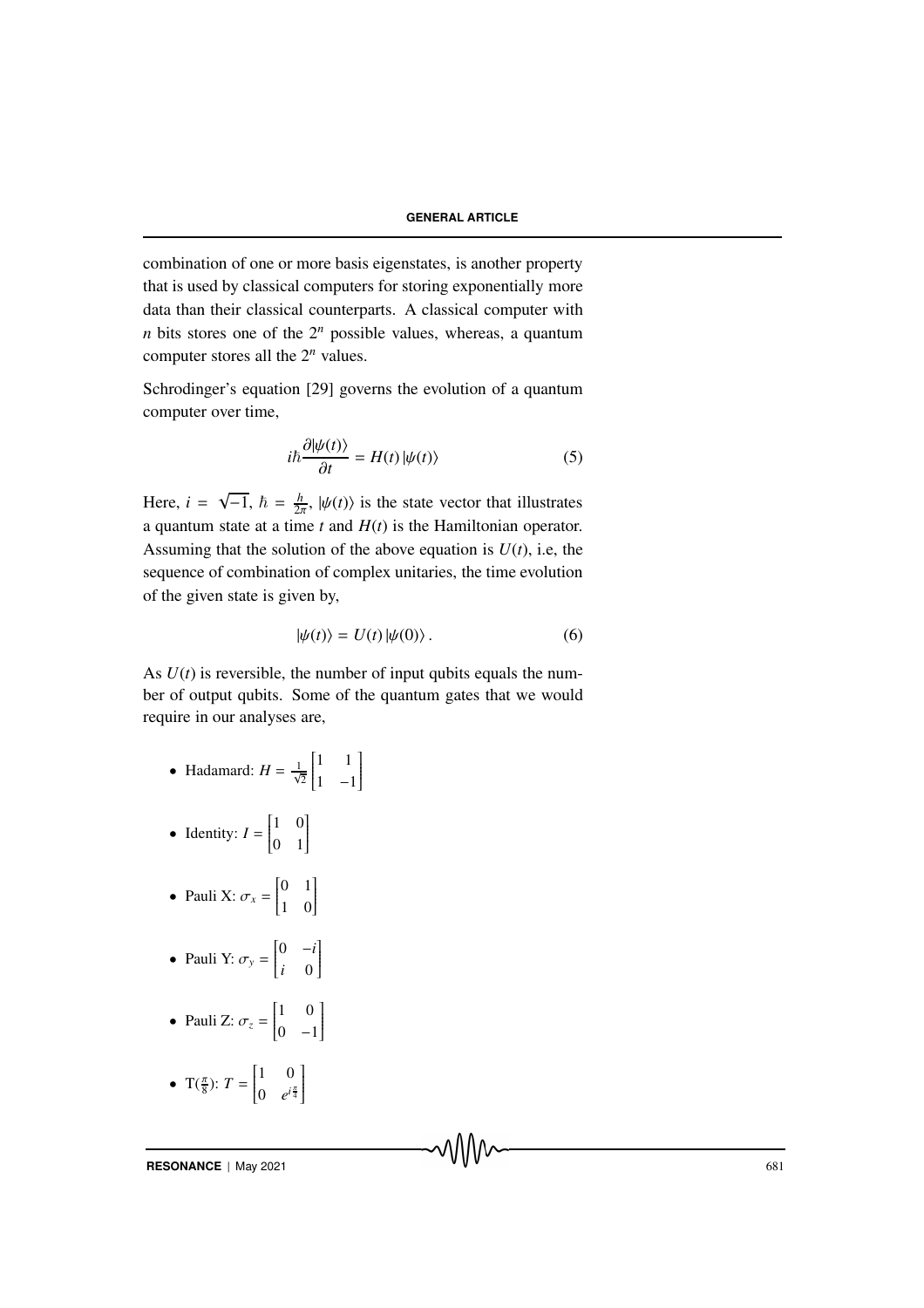combination of one or more basis eigenstates, is another property that is used by classical computers for storing exponentially more data than their classical counterparts. A classical computer with $n$ bits stores one of the $2^n$ possible values, whereas, a quantum computer stores all the $2^n$ values.

Schrodinger's equation [29] governs the evolution of a quantum computer over time,

$$i\hbar \frac{\partial |\psi(t)\rangle}{\partial t} = H(t)\, |\psi(t)\rangle \tag{5}$$

Here, $i = \sqrt{-1}$, $\hbar = \frac{h}{2\pi}$, $|\psi(t)\rangle$ is the state vector that illustrates a quantum state at a time $t$ and $H(t)$ is the Hamiltonian operator. Assuming that the solution of the above equation is $U(t)$, i.e, the sequence of combination of complex unitaries, the time evolution of the given state is given by,

$$|\psi(t)\rangle = U(t)\, |\psi(0)\rangle\,. \tag{6}$$

As $U(t)$ is reversible, the number of input qubits equals the number of output qubits. Some of the quantum gates that we would require in our analyses are,

- Hadamard: $H = \frac{1}{\sqrt{2}}\begin{bmatrix} 1 & 1 \\ 1 & -1 \end{bmatrix}$
- Identity: $I = \begin{bmatrix} 1 & 0 \\ 0 & 1 \end{bmatrix}$
- Pauli X: $\sigma_x = \begin{bmatrix} 0 & 1 \\ 1 & 0 \end{bmatrix}$
- Pauli Y: $\sigma_y = \begin{bmatrix} 0 & -i \\ i & 0 \end{bmatrix}$
- Pauli Z: $\sigma_z = \begin{bmatrix} 1 & 0 \\ 0 & -1 \end{bmatrix}$
- T($\frac{\pi}{8}$): $T = \begin{bmatrix} 1 & 0 \\ 0 & e^{i\frac{\pi}{4}} \end{bmatrix}$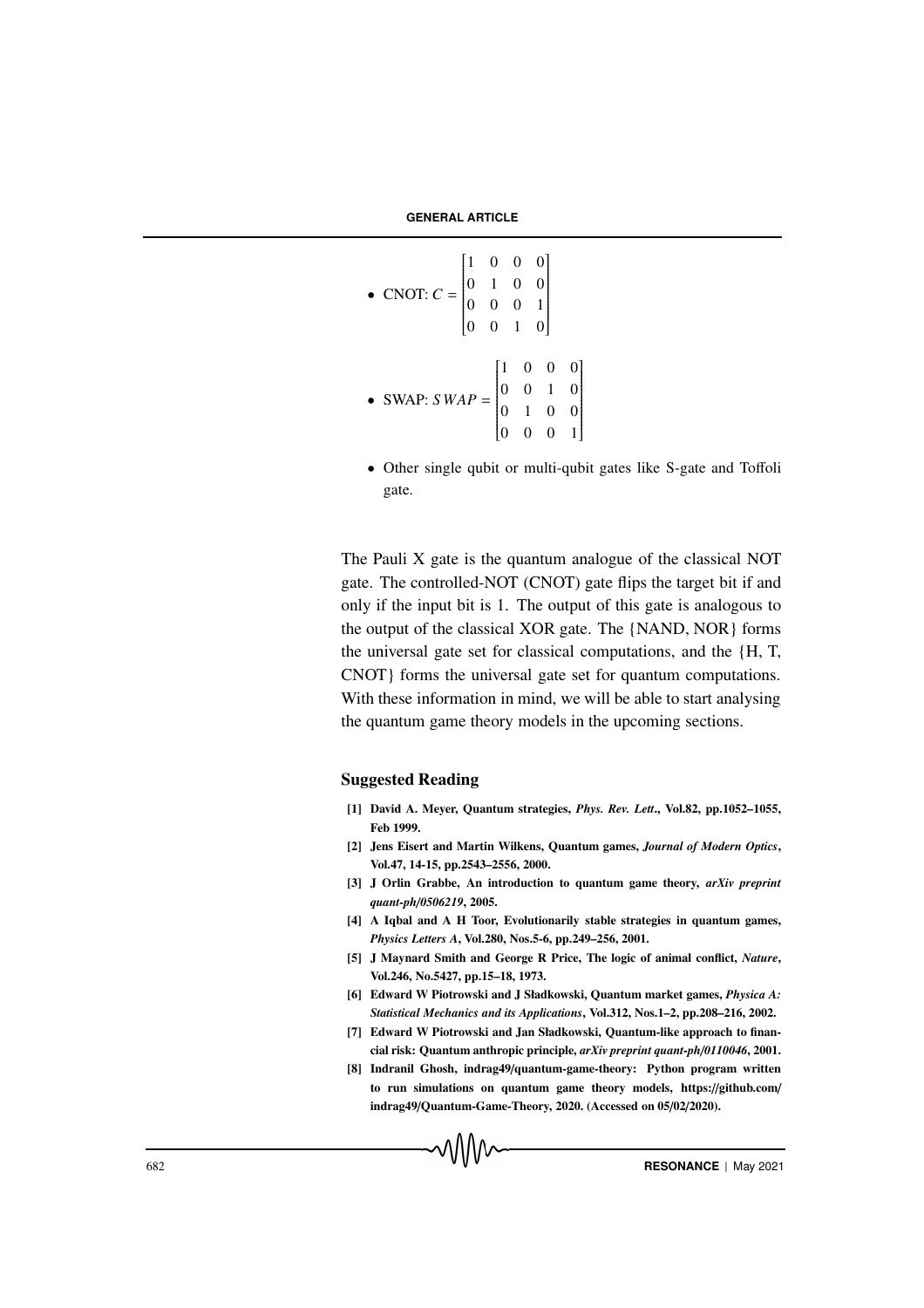- CNOT: $C = \begin{bmatrix} 1 & 0 & 0 & 0 \\ 0 & 1 & 0 & 0 \\ 0 & 0 & 0 & 1 \\ 0 & 0 & 1 & 0 \end{bmatrix}$

- SWAP: $SWAP = \begin{bmatrix} 1 & 0 & 0 & 0 \\ 0 & 0 & 1 & 0 \\ 0 & 1 & 0 & 0 \\ 0 & 0 & 0 & 1 \end{bmatrix}$

- Other single qubit or multi-qubit gates like S-gate and Toffoli gate.

The Pauli X gate is the quantum analogue of the classical NOT gate. The controlled-NOT (CNOT) gate flips the target bit if and only if the input bit is 1. The output of this gate is analogous to the output of the classical XOR gate. The {NAND, NOR} forms the universal gate set for classical computations, and the {H, T, CNOT} forms the universal gate set for quantum computations. With these information in mind, we will be able to start analysing the quantum game theory models in the upcoming sections.

### Suggested Reading

**[1] David A. Meyer, Quantum strategies, *Phys. Rev. Lett*., Vol.82, pp.1052–1055, Feb 1999.**

**[2] Jens Eisert and Martin Wilkens, Quantum games, *Journal of Modern Optics*, Vol.47, 14-15, pp.2543–2556, 2000.**

**[3] J Orlin Grabbe, An introduction to quantum game theory, *arXiv preprint quant-ph/0506219*, 2005.**

**[4] A Iqbal and A H Toor, Evolutionarily stable strategies in quantum games, *Physics Letters A*, Vol.280, Nos.5-6, pp.249–256, 2001.**

**[5] J Maynard Smith and George R Price, The logic of animal conflict, *Nature*, Vol.246, No.5427, pp.15–18, 1973.**

**[6] Edward W Piotrowski and J Sładkowski, Quantum market games, *Physica A: Statistical Mechanics and its Applications*, Vol.312, Nos.1–2, pp.208–216, 2002.**

**[7] Edward W Piotrowski and Jan Sładkowski, Quantum-like approach to financial risk: Quantum anthropic principle, *arXiv preprint quant-ph/0110046*, 2001.**

**[8] Indranil Ghosh, indrag49/quantum-game-theory: Python program written to run simulations on quantum game theory models, https://github.com/indrag49/Quantum-Game-Theory, 2020. (Accessed on 05/02/2020).**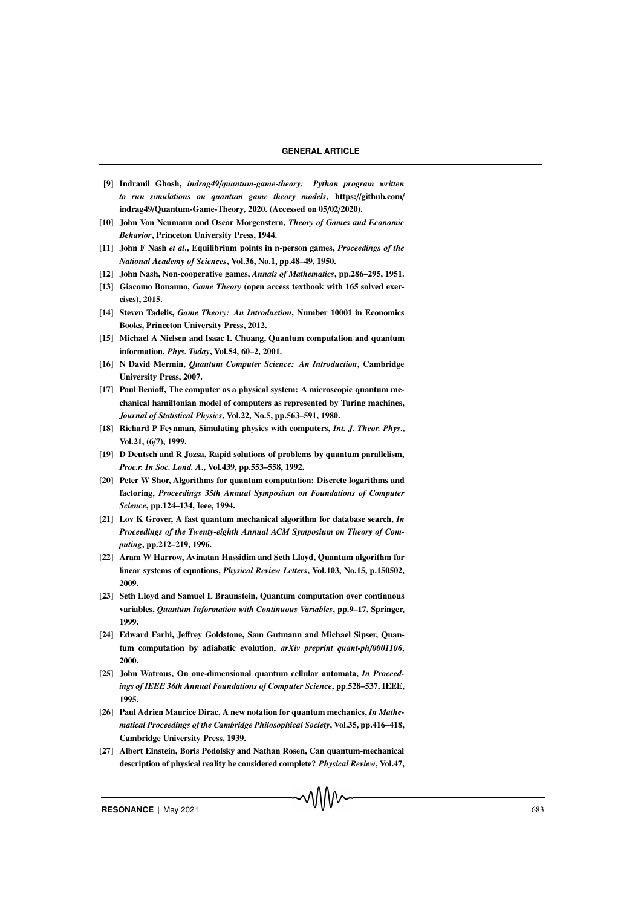- [9] **Indranil Ghosh, *indrag49/quantum-game-theory: Python program written to run simulations on quantum game theory models*, https://github.com/indrag49/Quantum-Game-Theory, 2020. (Accessed on 05/02/2020).**
- [10] **John Von Neumann and Oscar Morgenstern, *Theory of Games and Economic Behavior*, Princeton University Press, 1944.**
- [11] **John F Nash *et al*., Equilibrium points in n-person games, *Proceedings of the National Academy of Sciences*, Vol.36, No.1, pp.48–49, 1950.**
- [12] **John Nash, Non-cooperative games, *Annals of Mathematics*, pp.286–295, 1951.**
- [13] **Giacomo Bonanno, *Game Theory* (open access textbook with 165 solved exercises), 2015.**
- [14] **Steven Tadelis, *Game Theory: An Introduction*, Number 10001 in Economics Books, Princeton University Press, 2012.**
- [15] **Michael A Nielsen and Isaac L Chuang, Quantum computation and quantum information, *Phys. Today*, Vol.54, 60–2, 2001.**
- [16] **N David Mermin, *Quantum Computer Science: An Introduction*, Cambridge University Press, 2007.**
- [17] **Paul Benioff, The computer as a physical system: A microscopic quantum mechanical hamiltonian model of computers as represented by Turing machines, *Journal of Statistical Physics*, Vol.22, No.5, pp.563–591, 1980.**
- [18] **Richard P Feynman, Simulating physics with computers, *Int. J. Theor. Phys*., Vol.21, (6/7), 1999.**
- [19] **D Deutsch and R Jozsa, Rapid solutions of problems by quantum parallelism, *Proc.r. In Soc. Lond. A*., Vol.439, pp.553–558, 1992.**
- [20] **Peter W Shor, Algorithms for quantum computation: Discrete logarithms and factoring, *Proceedings 35th Annual Symposium on Foundations of Computer Science*, pp.124–134, Ieee, 1994.**
- [21] **Lov K Grover, A fast quantum mechanical algorithm for database search, *In Proceedings of the Twenty-eighth Annual ACM Symposium on Theory of Computing*, pp.212–219, 1996.**
- [22] **Aram W Harrow, Avinatan Hassidim and Seth Lloyd, Quantum algorithm for linear systems of equations, *Physical Review Letters*, Vol.103, No.15, p.150502, 2009.**
- [23] **Seth Lloyd and Samuel L Braunstein, Quantum computation over continuous variables, *Quantum Information with Continuous Variables*, pp.9–17, Springer, 1999.**
- [24] **Edward Farhi, Jeffrey Goldstone, Sam Gutmann and Michael Sipser, Quantum computation by adiabatic evolution, *arXiv preprint quant-ph/0001106*, 2000.**
- [25] **John Watrous, On one-dimensional quantum cellular automata, *In Proceedings of IEEE 36th Annual Foundations of Computer Science*, pp.528–537, IEEE, 1995.**
- [26] **Paul Adrien Maurice Dirac, A new notation for quantum mechanics, *In Mathematical Proceedings of the Cambridge Philosophical Society*, Vol.35, pp.416–418, Cambridge University Press, 1939.**
- [27] **Albert Einstein, Boris Podolsky and Nathan Rosen, Can quantum-mechanical description of physical reality be considered complete? *Physical Review*, Vol.47,**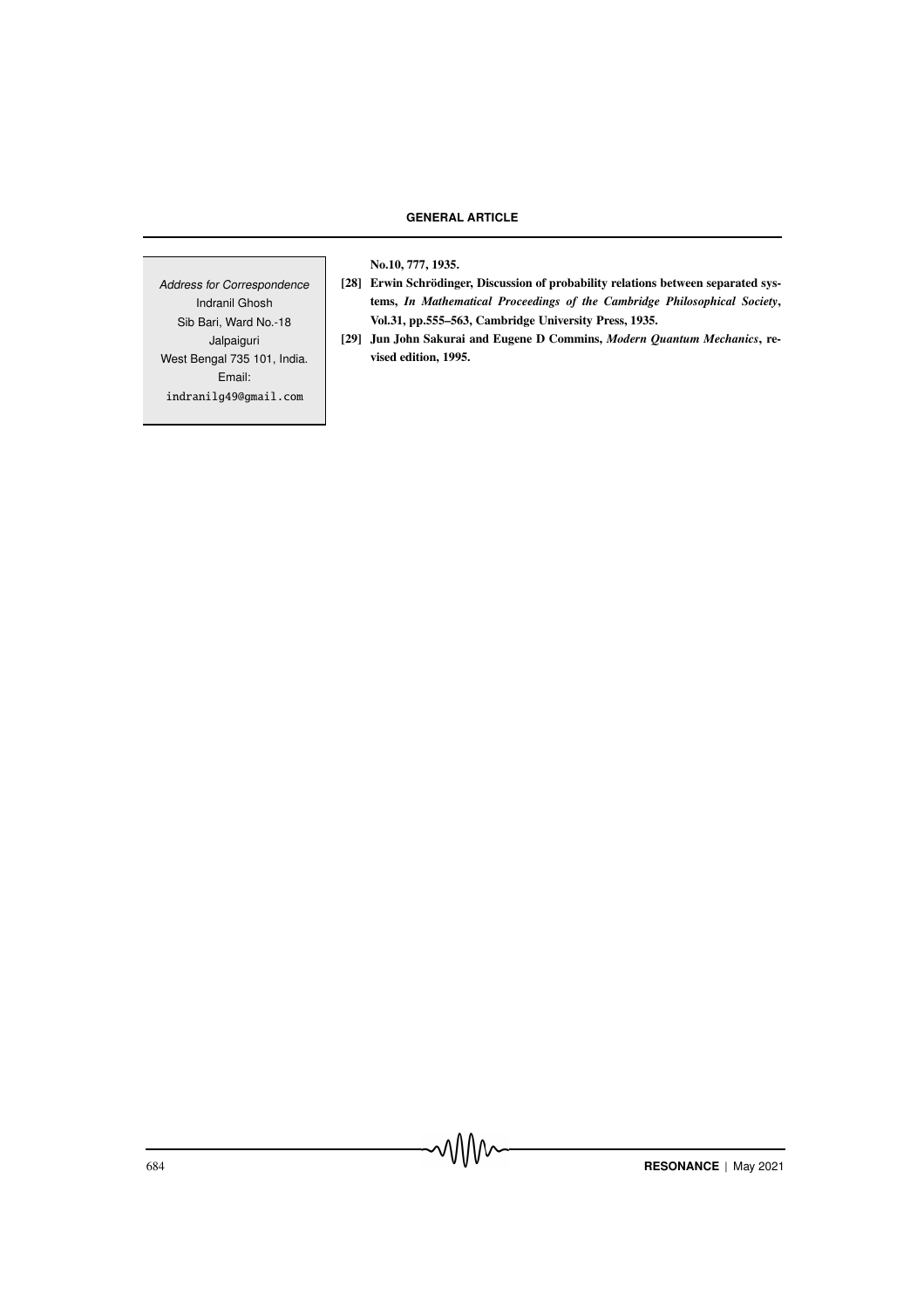No.10, 777, 1935.

**[28] Erwin Schrödinger, Discussion of probability relations between separated systems, *In Mathematical Proceedings of the Cambridge Philosophical Society*, Vol.31, pp.555–563, Cambridge University Press, 1935.**

**[29] Jun John Sakurai and Eugene D Commins, *Modern Quantum Mechanics*, revised edition, 1995.**

*Address for Correspondence*
Indranil Ghosh
Sib Bari, Ward No.-18
Jalpaiguri
West Bengal 735 101, India.
Email:
indranilg49@gmail.com